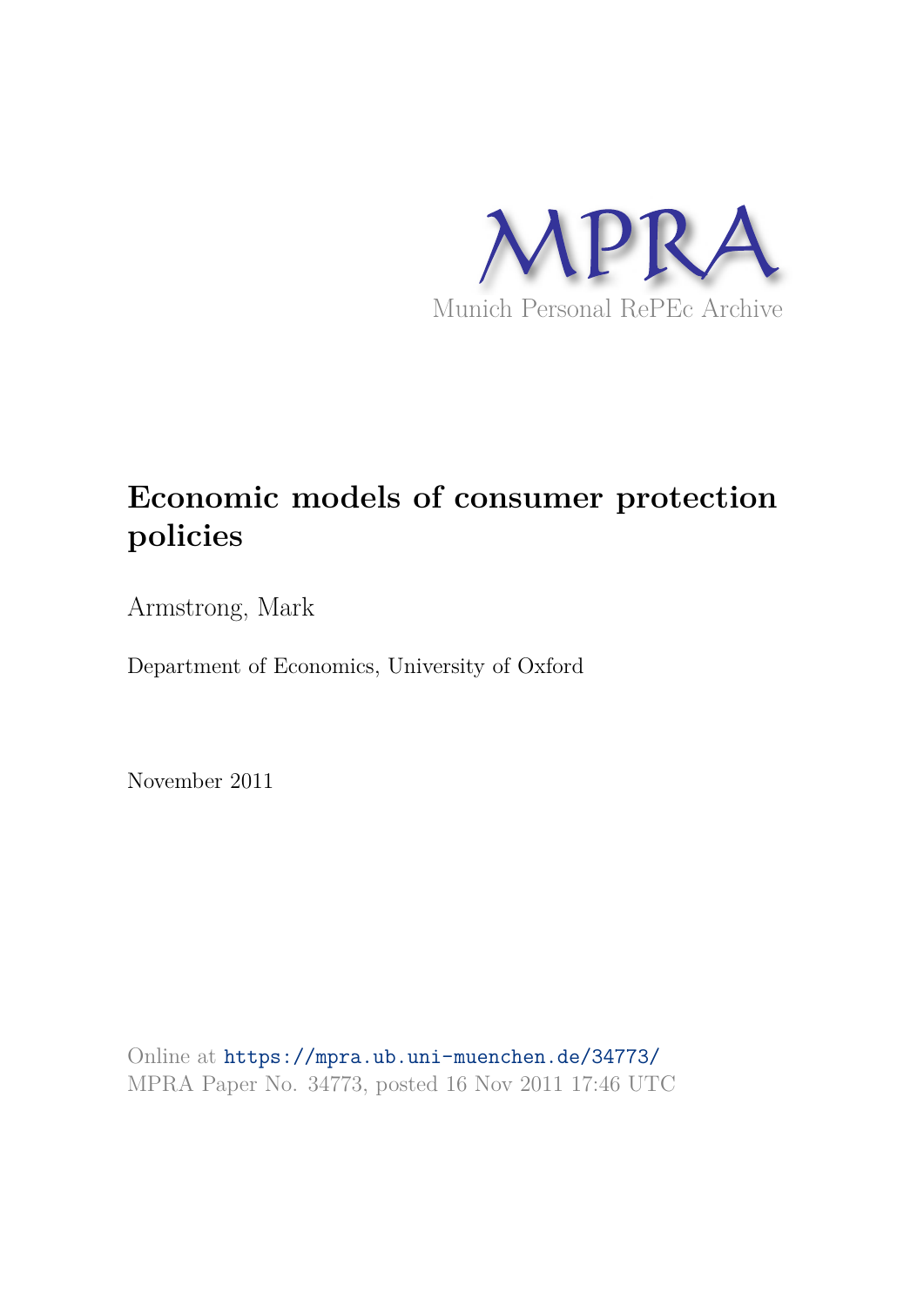MPRA

Munich Personal RePEc Archive

# Economic models of consumer protection policies

Armstrong, Mark

Department of Economics, University of Oxford

November 2011

Online at https://mpra.ub.uni-muenchen.de/34773/
MPRA Paper No. 34773, posted 16 Nov 2011 17:46 UTC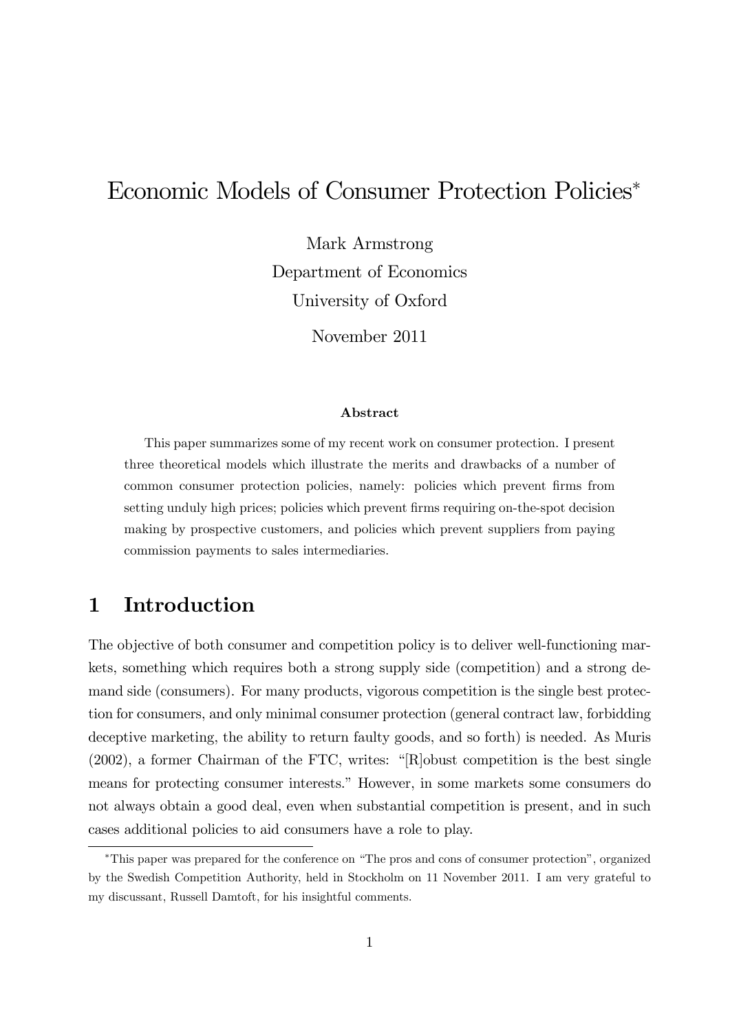# Economic Models of Consumer Protection Policies*

Mark Armstrong
Department of Economics
University of Oxford

November 2011

**Abstract**

This paper summarizes some of my recent work on consumer protection. I present three theoretical models which illustrate the merits and drawbacks of a number of common consumer protection policies, namely: policies which prevent firms from setting unduly high prices; policies which prevent firms requiring on-the-spot decision making by prospective customers, and policies which prevent suppliers from paying commission payments to sales intermediaries.

## 1 Introduction

The objective of both consumer and competition policy is to deliver well-functioning markets, something which requires both a strong supply side (competition) and a strong demand side (consumers). For many products, vigorous competition is the single best protection for consumers, and only minimal consumer protection (general contract law, forbidding deceptive marketing, the ability to return faulty goods, and so forth) is needed. As Muris (2002), a former Chairman of the FTC, writes: "[R]obust competition is the best single means for protecting consumer interests." However, in some markets some consumers do not always obtain a good deal, even when substantial competition is present, and in such cases additional policies to aid consumers have a role to play.

*This paper was prepared for the conference on "The pros and cons of consumer protection", organized by the Swedish Competition Authority, held in Stockholm on 11 November 2011. I am very grateful to my discussant, Russell Damtoft, for his insightful comments.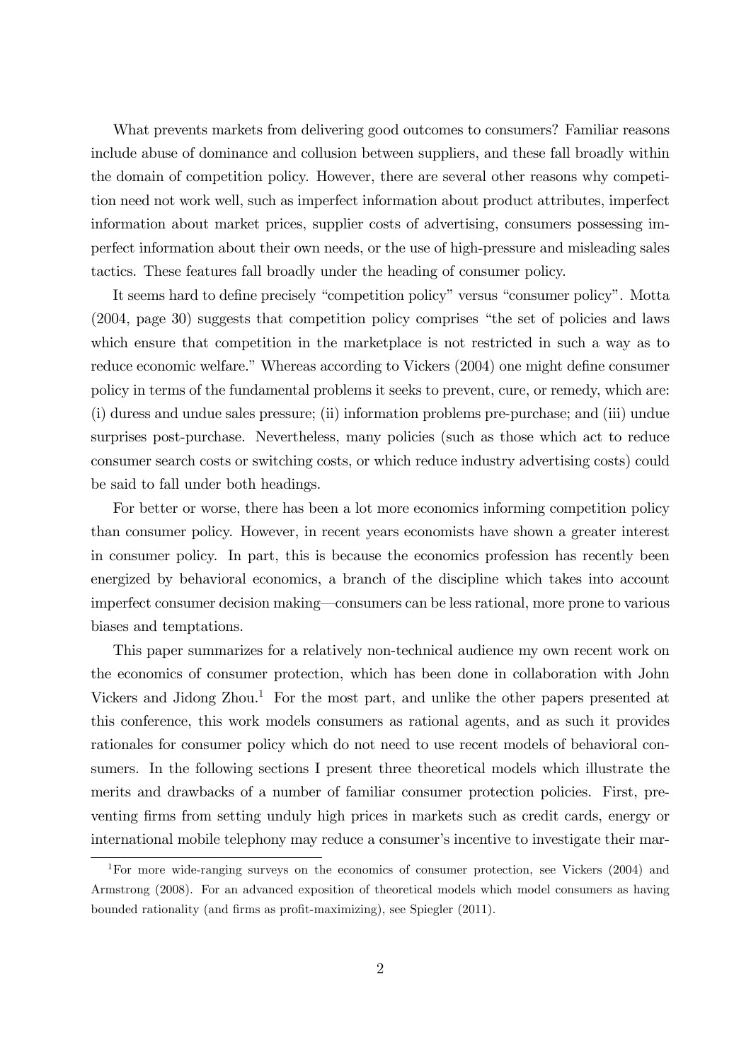What prevents markets from delivering good outcomes to consumers? Familiar reasons include abuse of dominance and collusion between suppliers, and these fall broadly within the domain of competition policy. However, there are several other reasons why competition need not work well, such as imperfect information about product attributes, imperfect information about market prices, supplier costs of advertising, consumers possessing imperfect information about their own needs, or the use of high-pressure and misleading sales tactics. These features fall broadly under the heading of consumer policy.

It seems hard to define precisely "competition policy" versus "consumer policy". Motta (2004, page 30) suggests that competition policy comprises "the set of policies and laws which ensure that competition in the marketplace is not restricted in such a way as to reduce economic welfare." Whereas according to Vickers (2004) one might define consumer policy in terms of the fundamental problems it seeks to prevent, cure, or remedy, which are: (i) duress and undue sales pressure; (ii) information problems pre-purchase; and (iii) undue surprises post-purchase. Nevertheless, many policies (such as those which act to reduce consumer search costs or switching costs, or which reduce industry advertising costs) could be said to fall under both headings.

For better or worse, there has been a lot more economics informing competition policy than consumer policy. However, in recent years economists have shown a greater interest in consumer policy. In part, this is because the economics profession has recently been energized by behavioral economics, a branch of the discipline which takes into account imperfect consumer decision making—consumers can be less rational, more prone to various biases and temptations.

This paper summarizes for a relatively non-technical audience my own recent work on the economics of consumer protection, which has been done in collaboration with John Vickers and Jidong Zhou.[1] For the most part, and unlike the other papers presented at this conference, this work models consumers as rational agents, and as such it provides rationales for consumer policy which do not need to use recent models of behavioral consumers. In the following sections I present three theoretical models which illustrate the merits and drawbacks of a number of familiar consumer protection policies. First, preventing firms from setting unduly high prices in markets such as credit cards, energy or international mobile telephony may reduce a consumer's incentive to investigate their mar-

[1] For more wide-ranging surveys on the economics of consumer protection, see Vickers (2004) and Armstrong (2008). For an advanced exposition of theoretical models which model consumers as having bounded rationality (and firms as profit-maximizing), see Spiegler (2011).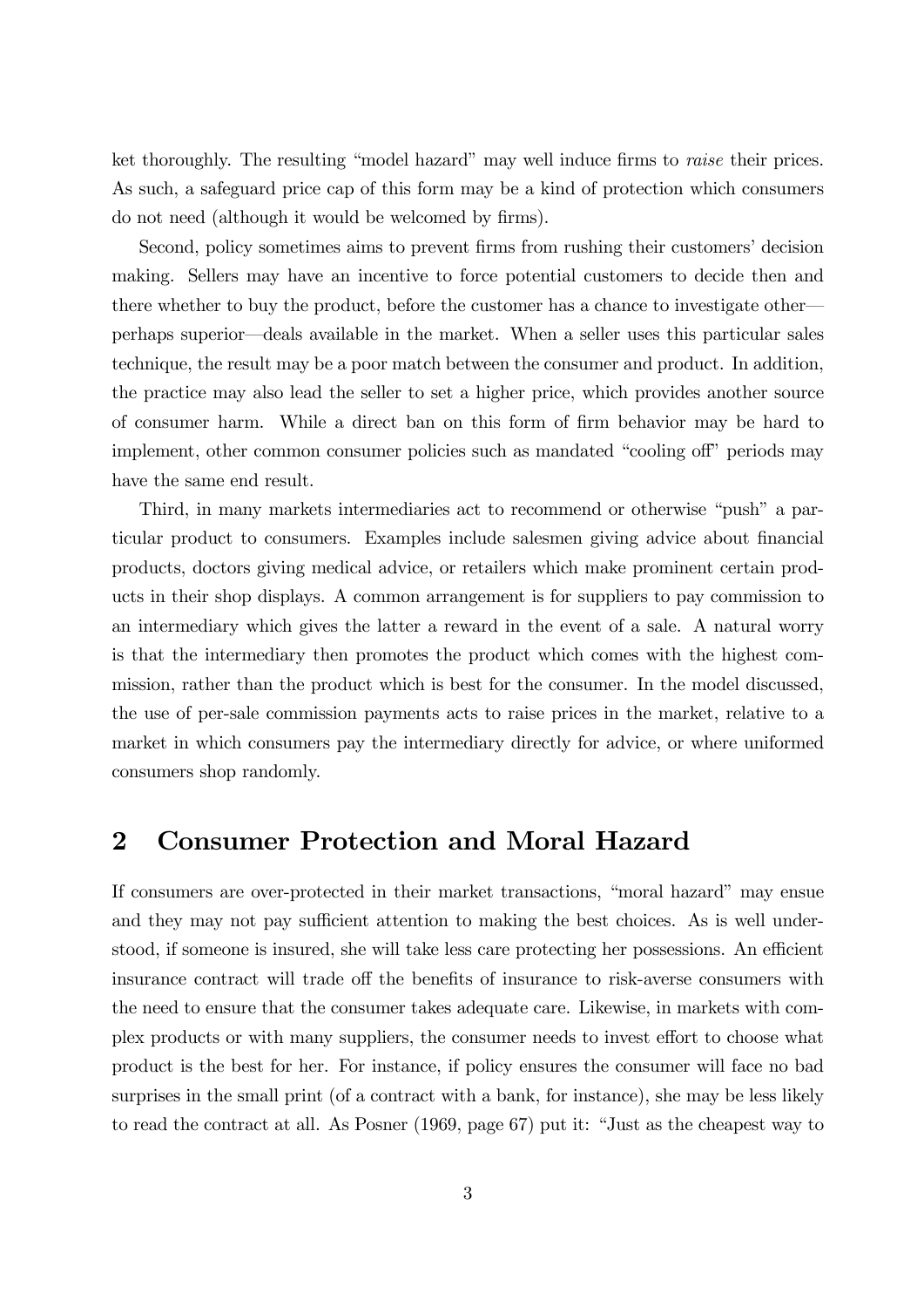ket thoroughly. The resulting "model hazard" may well induce firms to *raise* their prices. As such, a safeguard price cap of this form may be a kind of protection which consumers do not need (although it would be welcomed by firms).

Second, policy sometimes aims to prevent firms from rushing their customers' decision making. Sellers may have an incentive to force potential customers to decide then and there whether to buy the product, before the customer has a chance to investigate other—perhaps superior—deals available in the market. When a seller uses this particular sales technique, the result may be a poor match between the consumer and product. In addition, the practice may also lead the seller to set a higher price, which provides another source of consumer harm. While a direct ban on this form of firm behavior may be hard to implement, other common consumer policies such as mandated "cooling off" periods may have the same end result.

Third, in many markets intermediaries act to recommend or otherwise "push" a particular product to consumers. Examples include salesmen giving advice about financial products, doctors giving medical advice, or retailers which make prominent certain products in their shop displays. A common arrangement is for suppliers to pay commission to an intermediary which gives the latter a reward in the event of a sale. A natural worry is that the intermediary then promotes the product which comes with the highest commission, rather than the product which is best for the consumer. In the model discussed, the use of per-sale commission payments acts to raise prices in the market, relative to a market in which consumers pay the intermediary directly for advice, or where uformed consumers shop randomly.

## 2 Consumer Protection and Moral Hazard

If consumers are over-protected in their market transactions, "moral hazard" may ensue and they may not pay sufficient attention to making the best choices. As is well understood, if someone is insured, she will take less care protecting her possessions. An efficient insurance contract will trade off the benefits of insurance to risk-averse consumers with the need to ensure that the consumer takes adequate care. Likewise, in markets with complex products or with many suppliers, the consumer needs to invest effort to choose what product is the best for her. For instance, if policy ensures the consumer will face no bad surprises in the small print (of a contract with a bank, for instance), she may be less likely to read the contract at all. As Posner (1969, page 67) put it: "Just as the cheapest way to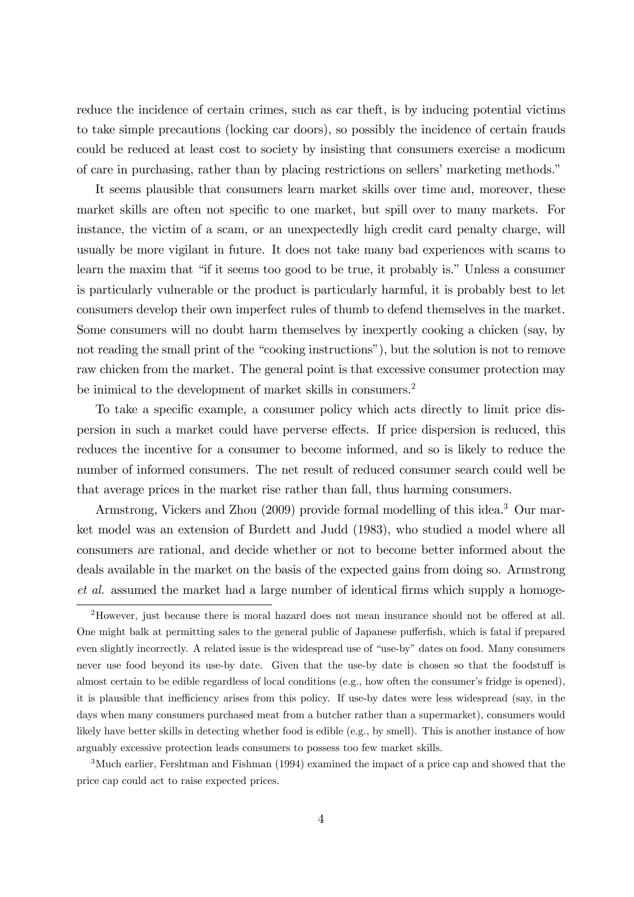reduce the incidence of certain crimes, such as car theft, is by inducing potential victims to take simple precautions (locking car doors), so possibly the incidence of certain frauds could be reduced at least cost to society by insisting that consumers exercise a modicum of care in purchasing, rather than by placing restrictions on sellers' marketing methods."

It seems plausible that consumers learn market skills over time and, moreover, these market skills are often not specific to one market, but spill over to many markets. For instance, the victim of a scam, or an unexpectedly high credit card penalty charge, will usually be more vigilant in future. It does not take many bad experiences with scams to learn the maxim that "if it seems too good to be true, it probably is." Unless a consumer is particularly vulnerable or the product is particularly harmful, it is probably best to let consumers develop their own imperfect rules of thumb to defend themselves in the market. Some consumers will no doubt harm themselves by inexpertly cooking a chicken (say, by not reading the small print of the "cooking instructions"), but the solution is not to remove raw chicken from the market. The general point is that excessive consumer protection may be inimical to the development of market skills in consumers.[2]

To take a specific example, a consumer policy which acts directly to limit price dispersion in such a market could have perverse effects. If price dispersion is reduced, this reduces the incentive for a consumer to become informed, and so is likely to reduce the number of informed consumers. The net result of reduced consumer search could well be that average prices in the market rise rather than fall, thus harming consumers.

Armstrong, Vickers and Zhou (2009) provide formal modelling of this idea.[3] Our market model was an extension of Burdett and Judd (1983), who studied a model where all consumers are rational, and decide whether or not to become better informed about the deals available in the market on the basis of the expected gains from doing so. Armstrong *et al.* assumed the market had a large number of identical firms which supply a homoge-

[2] However, just because there is moral hazard does not mean insurance should not be offered at all. One might balk at permitting sales to the general public of Japanese pufferfish, which is fatal if prepared even slightly incorrectly. A related issue is the widespread use of "use-by" dates on food. Many consumers never use food beyond its use-by date. Given that the use-by date is chosen so that the foodstuff is almost certain to be edible regardless of local conditions (e.g., how often the consumer's fridge is opened), it is plausible that inefficiency arises from this policy. If use-by dates were less widespread (say, in the days when many consumers purchased meat from a butcher rather than a supermarket), consumers would likely have better skills in detecting whether food is edible (e.g., by smell). This is another instance of how arguably excessive protection leads consumers to possess too few market skills.

[3] Much earlier, Fershtman and Fishman (1994) examined the impact of a price cap and showed that the price cap could act to raise expected prices.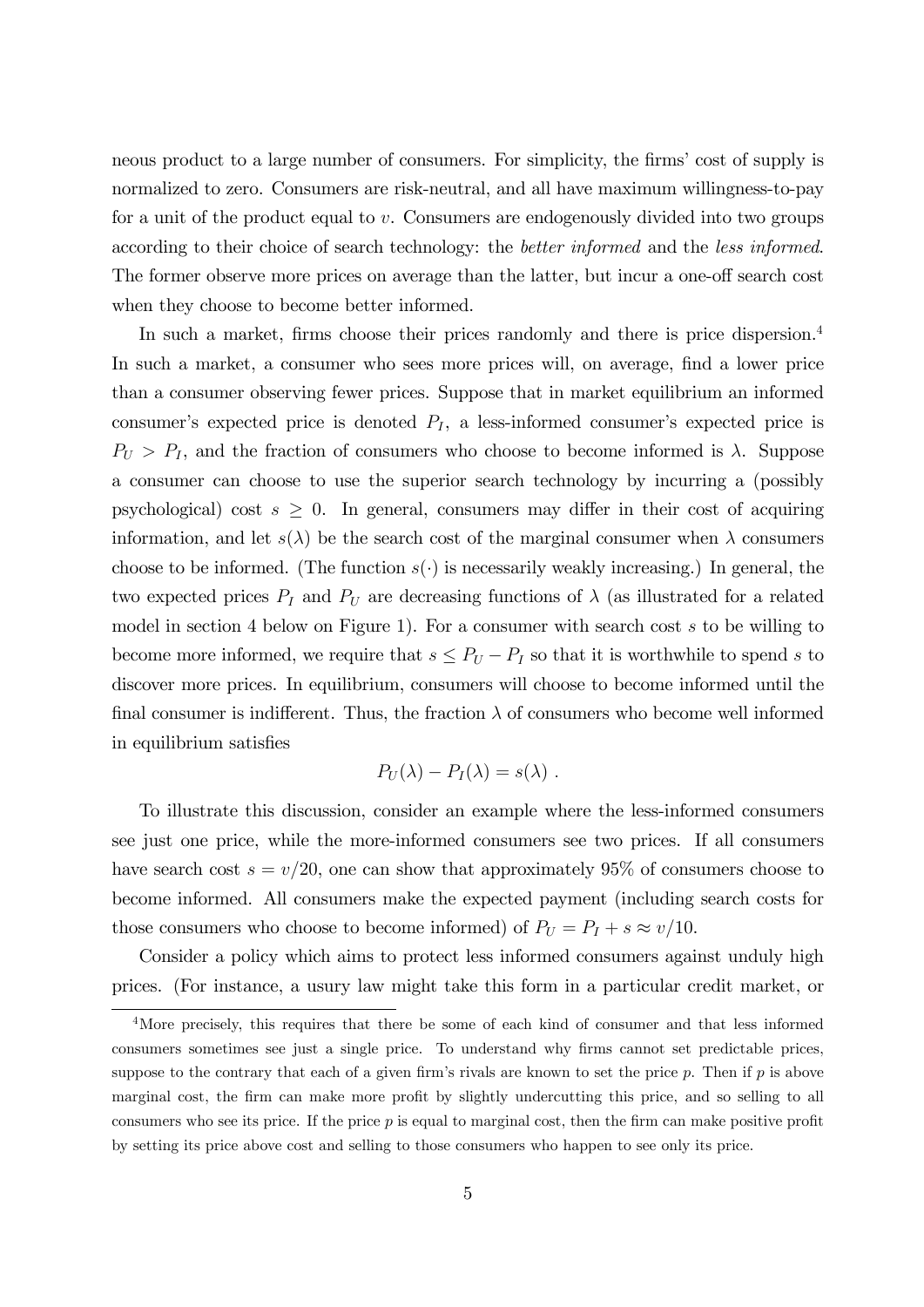neous product to a large number of consumers. For simplicity, the firms' cost of supply is normalized to zero. Consumers are risk-neutral, and all have maximum willingness-to-pay for a unit of the product equal to $v$. Consumers are endogenously divided into two groups according to their choice of search technology: the *better informed* and the *less informed*. The former observe more prices on average than the latter, but incur a one-off search cost when they choose to become better informed.

In such a market, firms choose their prices randomly and there is price dispersion.[4] In such a market, a consumer who sees more prices will, on average, find a lower price than a consumer observing fewer prices. Suppose that in market equilibrium an informed consumer's expected price is denoted $P_I$, a less-informed consumer's expected price is $P_U > P_I$, and the fraction of consumers who choose to become informed is $\lambda$. Suppose a consumer can choose to use the superior search technology by incurring a (possibly psychological) cost $s \geq 0$. In general, consumers may differ in their cost of acquiring information, and let $s(\lambda)$ be the search cost of the marginal consumer when $\lambda$ consumers choose to be informed. (The function $s(\cdot)$ is necessarily weakly increasing.) In general, the two expected prices $P_I$ and $P_U$ are decreasing functions of $\lambda$ (as illustrated for a related model in section 4 below on Figure 1). For a consumer with search cost $s$ to be willing to become more informed, we require that $s \leq P_U - P_I$ so that it is worthwhile to spend $s$ to discover more prices. In equilibrium, consumers will choose to become informed until the final consumer is indifferent. Thus, the fraction $\lambda$ of consumers who become well informed in equilibrium satisfies

$$P_U(\lambda) - P_I(\lambda) = s(\lambda) \ .$$

To illustrate this discussion, consider an example where the less-informed consumers see just one price, while the more-informed consumers see two prices. If all consumers have search cost $s = v/20$, one can show that approximately 95% of consumers choose to become informed. All consumers make the expected payment (including search costs for those consumers who choose to become informed) of $P_U = P_I + s \approx v/10$.

Consider a policy which aims to protect less informed consumers against unduly high prices. (For instance, a usury law might take this form in a particular credit market, or

[4] More precisely, this requires that there be some of each kind of consumer and that less informed consumers sometimes see just a single price. To understand why firms cannot set predictable prices, suppose to the contrary that each of a given firm's rivals are known to set the price $p$. Then if $p$ is above marginal cost, the firm can make more profit by slightly undercutting this price, and so selling to all consumers who see its price. If the price $p$ is equal to marginal cost, then the firm can make positive profit by setting its price above cost and selling to those consumers who happen to see only its price.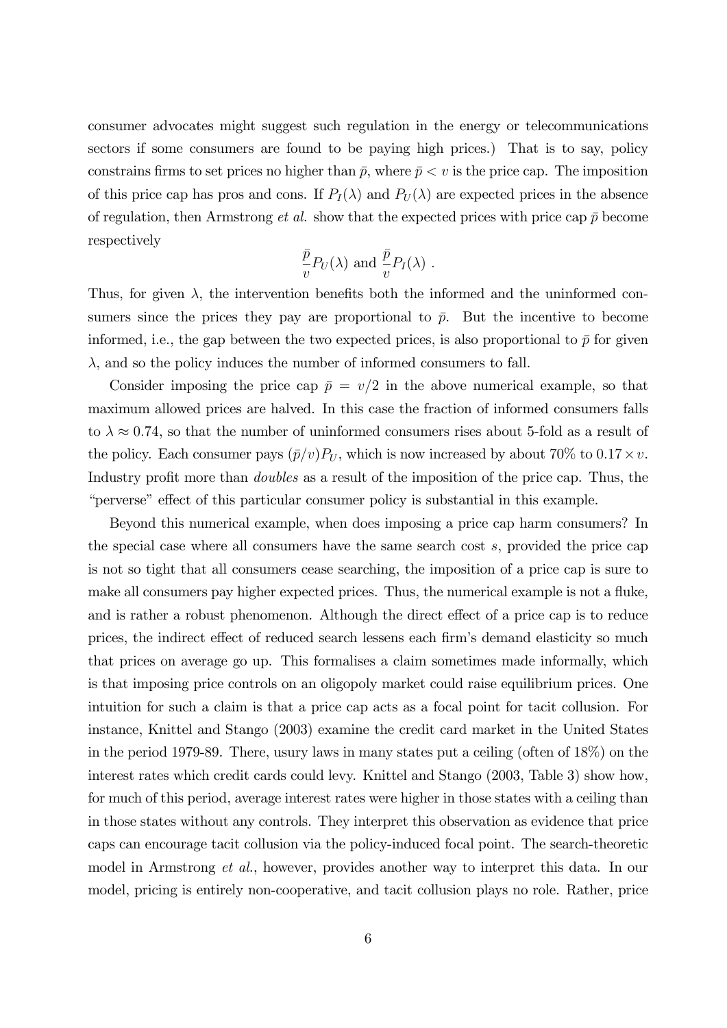consumer advocates might suggest such regulation in the energy or telecommunications sectors if some consumers are found to be paying high prices.) That is to say, policy constrains firms to set prices no higher than $\bar{p}$, where $\bar{p} < v$ is the price cap. The imposition of this price cap has pros and cons. If $P_I(\lambda)$ and $P_U(\lambda)$ are expected prices in the absence of regulation, then Armstrong *et al.* show that the expected prices with price cap $\bar{p}$ become respectively

$$\frac{\bar{p}}{v}P_U(\lambda) \text{ and } \frac{\bar{p}}{v}P_I(\lambda) .$$

Thus, for given $\lambda$, the intervention benefits both the informed and the uninformed consumers since the prices they pay are proportional to $\bar{p}$. But the incentive to become informed, i.e., the gap between the two expected prices, is also proportional to $\bar{p}$ for given $\lambda$, and so the policy induces the number of informed consumers to fall.

Consider imposing the price cap $\bar{p} = v/2$ in the above numerical example, so that maximum allowed prices are halved. In this case the fraction of informed consumers falls to $\lambda \approx 0.74$, so that the number of uninformed consumers rises about 5-fold as a result of the policy. Each consumer pays $(\bar{p}/v)P_U$, which is now increased by about 70% to $0.17 \times v$. Industry profit more than *doubles* as a result of the imposition of the price cap. Thus, the "perverse" effect of this particular consumer policy is substantial in this example.

Beyond this numerical example, when does imposing a price cap harm consumers? In the special case where all consumers have the same search cost $s$, provided the price cap is not so tight that all consumers cease searching, the imposition of a price cap is sure to make all consumers pay higher expected prices. Thus, the numerical example is not a fluke, and is rather a robust phenomenon. Although the direct effect of a price cap is to reduce prices, the indirect effect of reduced search lessens each firm's demand elasticity so much that prices on average go up. This formalises a claim sometimes made informally, which is that imposing price controls on an oligopoly market could raise equilibrium prices. One intuition for such a claim is that a price cap acts as a focal point for tacit collusion. For instance, Knittel and Stango (2003) examine the credit card market in the United States in the period 1979-89. There, usury laws in many states put a ceiling (often of 18%) on the interest rates which credit cards could levy. Knittel and Stango (2003, Table 3) show how, for much of this period, average interest rates were higher in those states with a ceiling than in those states without any controls. They interpret this observation as evidence that price caps can encourage tacit collusion via the policy-induced focal point. The search-theoretic model in Armstrong *et al.*, however, provides another way to interpret this data. In our model, pricing is entirely non-cooperative, and tacit collusion plays no role. Rather, price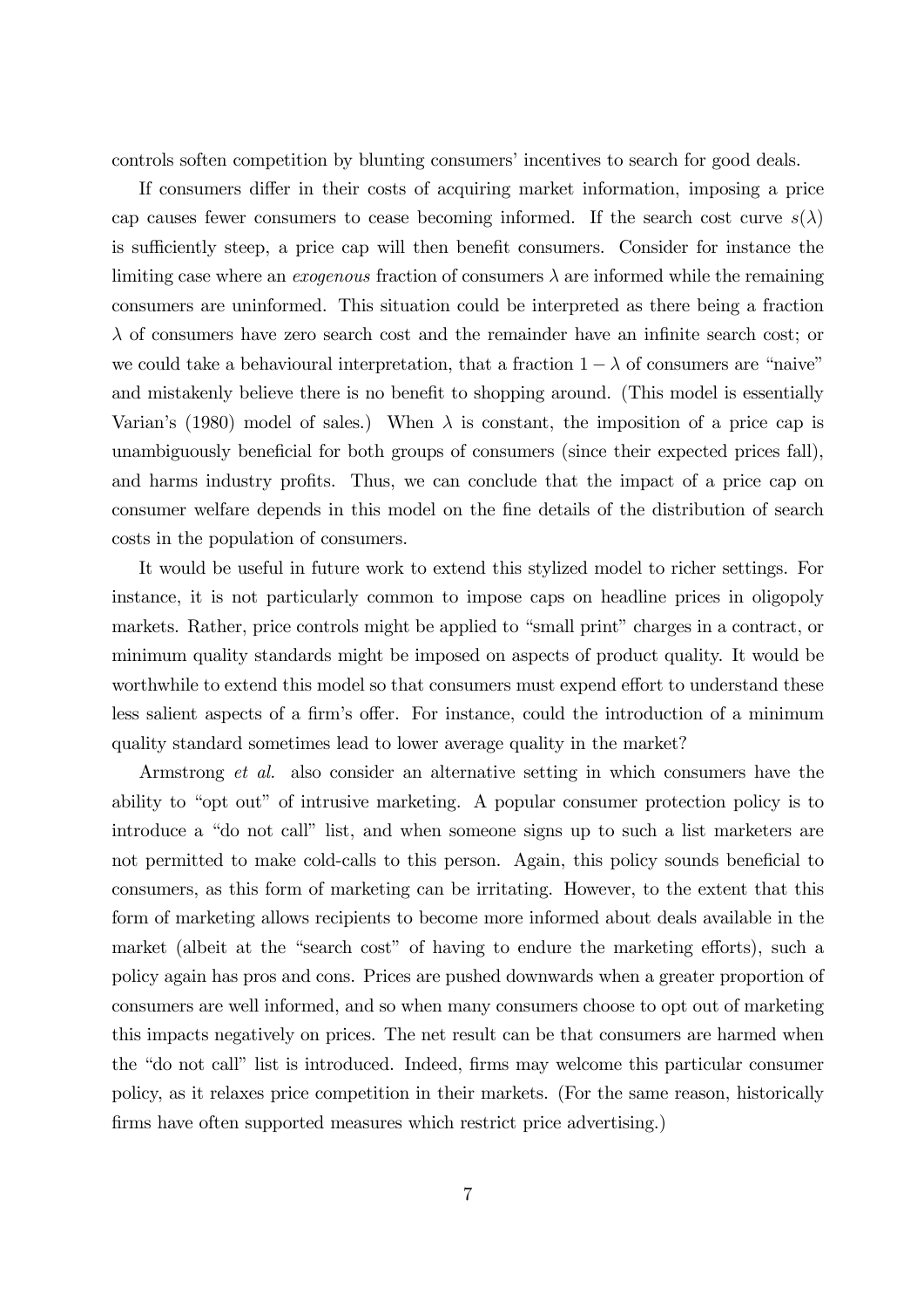controls soften competition by blunting consumers' incentives to search for good deals.

If consumers differ in their costs of acquiring market information, imposing a price cap causes fewer consumers to cease becoming informed. If the search cost curve $s(\lambda)$ is sufficiently steep, a price cap will then benefit consumers. Consider for instance the limiting case where an *exogenous* fraction of consumers $\lambda$ are informed while the remaining consumers are uninformed. This situation could be interpreted as there being a fraction $\lambda$ of consumers have zero search cost and the remainder have an infinite search cost; or we could take a behavioural interpretation, that a fraction $1 - \lambda$ of consumers are "naive" and mistakenly believe there is no benefit to shopping around. (This model is essentially Varian's (1980) model of sales.) When $\lambda$ is constant, the imposition of a price cap is unambiguously beneficial for both groups of consumers (since their expected prices fall), and harms industry profits. Thus, we can conclude that the impact of a price cap on consumer welfare depends in this model on the fine details of the distribution of search costs in the population of consumers.

It would be useful in future work to extend this stylized model to richer settings. For instance, it is not particularly common to impose caps on headline prices in oligopoly markets. Rather, price controls might be applied to "small print" charges in a contract, or minimum quality standards might be imposed on aspects of product quality. It would be worthwhile to extend this model so that consumers must expend effort to understand these less salient aspects of a firm's offer. For instance, could the introduction of a minimum quality standard sometimes lead to lower average quality in the market?

Armstrong *et al.* also consider an alternative setting in which consumers have the ability to "opt out" of intrusive marketing. A popular consumer protection policy is to introduce a "do not call" list, and when someone signs up to such a list marketers are not permitted to make cold-calls to this person. Again, this policy sounds beneficial to consumers, as this form of marketing can be irritating. However, to the extent that this form of marketing allows recipients to become more informed about deals available in the market (albeit at the "search cost" of having to endure the marketing efforts), such a policy again has pros and cons. Prices are pushed downwards when a greater proportion of consumers are well informed, and so when many consumers choose to opt out of marketing this impacts negatively on prices. The net result can be that consumers are harmed when the "do not call" list is introduced. Indeed, firms may welcome this particular consumer policy, as it relaxes price competition in their markets. (For the same reason, historically firms have often supported measures which restrict price advertising.)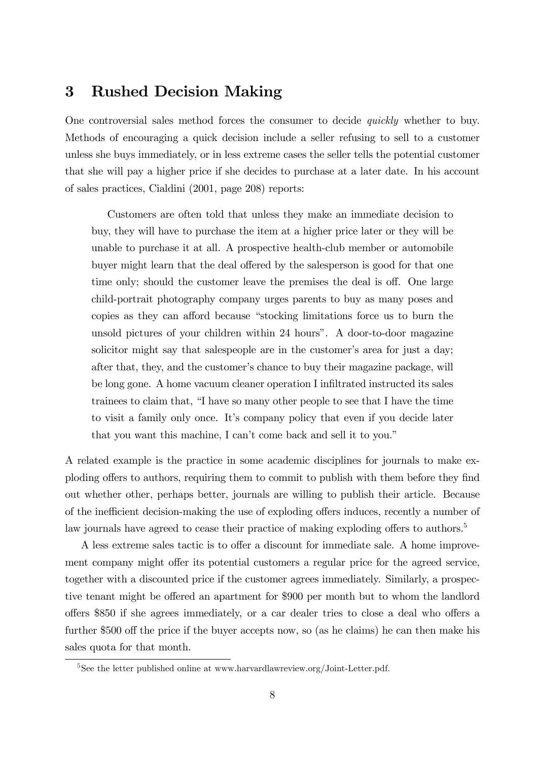## 3 Rushed Decision Making

One controversial sales method forces the consumer to decide *quickly* whether to buy. Methods of encouraging a quick decision include a seller refusing to sell to a customer unless she buys immediately, or in less extreme cases the seller tells the potential customer that she will pay a higher price if she decides to purchase at a later date. In his account of sales practices, Cialdini (2001, page 208) reports:

> Customers are often told that unless they make an immediate decision to buy, they will have to purchase the item at a higher price later or they will be unable to purchase it at all. A prospective health-club member or automobile buyer might learn that the deal offered by the salesperson is good for that one time only; should the customer leave the premises the deal is off. One large child-portrait photography company urges parents to buy as many poses and copies as they can afford because "stocking limitations force us to burn the unsold pictures of your children within 24 hours". A door-to-door magazine solicitor might say that salespeople are in the customer's area for just a day; after that, they, and the customer's chance to buy their magazine package, will be long gone. A home vacuum cleaner operation I infiltrated instructed its sales trainees to claim that, "I have so many other people to see that I have the time to visit a family only once. It's company policy that even if you decide later that you want this machine, I can't come back and sell it to you."

A related example is the practice in some academic disciplines for journals to make exploding offers to authors, requiring them to commit to publish with them before they find out whether other, perhaps better, journals are willing to publish their article. Because of the inefficient decision-making the use of exploding offers induces, recently a number of law journals have agreed to cease their practice of making exploding offers to authors.[5]

A less extreme sales tactic is to offer a discount for immediate sale. A home improvement company might offer its potential customers a regular price for the agreed service, together with a discounted price if the customer agrees immediately. Similarly, a prospective tenant might be offered an apartment for \$900 per month but to whom the landlord offers \$850 if she agrees immediately, or a car dealer tries to close a deal who offers a further \$500 off the price if the buyer accepts now, so (as he claims) he can then make his sales quota for that month.

[5] See the letter published online at www.harvardlawreview.org/Joint-Letter.pdf.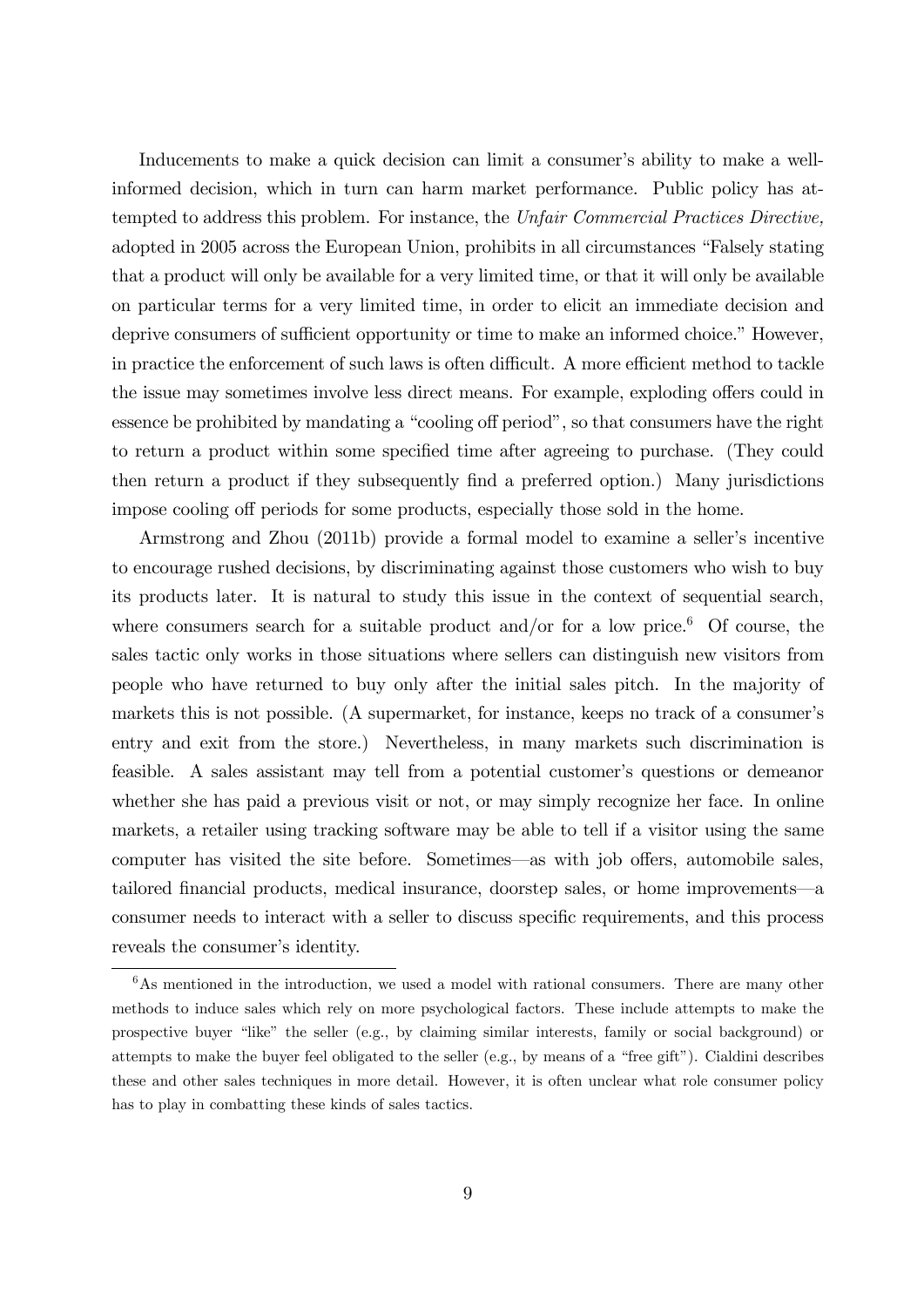Inducements to make a quick decision can limit a consumer's ability to make a well-informed decision, which in turn can harm market performance. Public policy has attempted to address this problem. For instance, the *Unfair Commercial Practices Directive,* adopted in 2005 across the European Union, prohibits in all circumstances "Falsely stating that a product will only be available for a very limited time, or that it will only be available on particular terms for a very limited time, in order to elicit an immediate decision and deprive consumers of sufficient opportunity or time to make an informed choice." However, in practice the enforcement of such laws is often difficult. A more efficient method to tackle the issue may sometimes involve less direct means. For example, exploding offers could in essence be prohibited by mandating a "cooling off period", so that consumers have the right to return a product within some specified time after agreeing to purchase. (They could then return a product if they subsequently find a preferred option.) Many jurisdictions impose cooling off periods for some products, especially those sold in the home.

Armstrong and Zhou (2011b) provide a formal model to examine a seller's incentive to encourage rushed decisions, by discriminating against those customers who wish to buy its products later. It is natural to study this issue in the context of sequential search, where consumers search for a suitable product and/or for a low price.[6] Of course, the sales tactic only works in those situations where sellers can distinguish new visitors from people who have returned to buy only after the initial sales pitch. In the majority of markets this is not possible. (A supermarket, for instance, keeps no track of a consumer's entry and exit from the store.) Nevertheless, in many markets such discrimination is feasible. A sales assistant may tell from a potential customer's questions or demeanor whether she has paid a previous visit or not, or may simply recognize her face. In online markets, a retailer using tracking software may be able to tell if a visitor using the same computer has visited the site before. Sometimes—as with job offers, automobile sales, tailored financial products, medical insurance, doorstep sales, or home improvements—a consumer needs to interact with a seller to discuss specific requirements, and this process reveals the consumer's identity.

[6] As mentioned in the introduction, we used a model with rational consumers. There are many other methods to induce sales which rely on more psychological factors. These include attempts to make the prospective buyer "like" the seller (e.g., by claiming similar interests, family or social background) or attempts to make the buyer feel obligated to the seller (e.g., by means of a "free gift"). Cialdini describes these and other sales techniques in more detail. However, it is often unclear what role consumer policy has to play in combatting these kinds of sales tactics.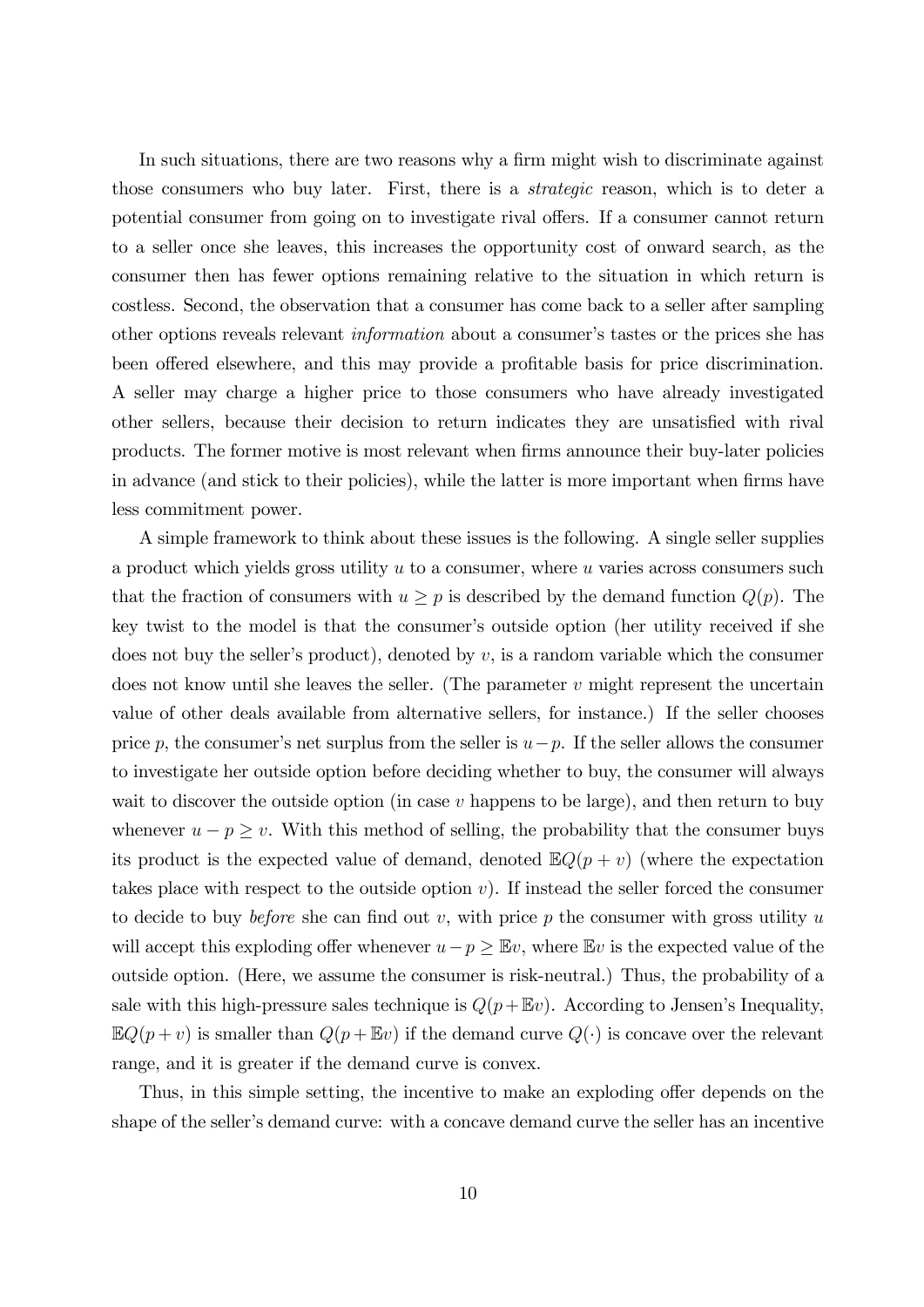In such situations, there are two reasons why a firm might wish to discriminate against those consumers who buy later. First, there is a *strategic* reason, which is to deter a potential consumer from going on to investigate rival offers. If a consumer cannot return to a seller once she leaves, this increases the opportunity cost of onward search, as the consumer then has fewer options remaining relative to the situation in which return is costless. Second, the observation that a consumer has come back to a seller after sampling other options reveals relevant *information* about a consumer's tastes or the prices she has been offered elsewhere, and this may provide a profitable basis for price discrimination. A seller may charge a higher price to those consumers who have already investigated other sellers, because their decision to return indicates they are unsatisfied with rival products. The former motive is most relevant when firms announce their buy-later policies in advance (and stick to their policies), while the latter is more important when firms have less commitment power.

A simple framework to think about these issues is the following. A single seller supplies a product which yields gross utility $u$ to a consumer, where $u$ varies across consumers such that the fraction of consumers with $u \geq p$ is described by the demand function $Q(p)$. The key twist to the model is that the consumer's outside option (her utility received if she does not buy the seller's product), denoted by $v$, is a random variable which the consumer does not know until she leaves the seller. (The parameter $v$ might represent the uncertain value of other deals available from alternative sellers, for instance.) If the seller chooses price $p$, the consumer's net surplus from the seller is $u-p$. If the seller allows the consumer to investigate her outside option before deciding whether to buy, the consumer will always wait to discover the outside option (in case $v$ happens to be large), and then return to buy whenever $u - p \geq v$. With this method of selling, the probability that the consumer buys its product is the expected value of demand, denoted $\mathbb{E}Q(p + v)$ (where the expectation takes place with respect to the outside option $v$). If instead the seller forced the consumer to decide to buy *before* she can find out $v$, with price $p$ the consumer with gross utility $u$ will accept this exploding offer whenever $u - p \geq \mathbb{E}v$, where $\mathbb{E}v$ is the expected value of the outside option. (Here, we assume the consumer is risk-neutral.) Thus, the probability of a sale with this high-pressure sales technique is $Q(p+\mathbb{E}v)$. According to Jensen's Inequality, $\mathbb{E}Q(p+v)$ is smaller than $Q(p+\mathbb{E}v)$ if the demand curve $Q(\cdot)$ is concave over the relevant range, and it is greater if the demand curve is convex.

Thus, in this simple setting, the incentive to make an exploding offer depends on the shape of the seller's demand curve: with a concave demand curve the seller has an incentive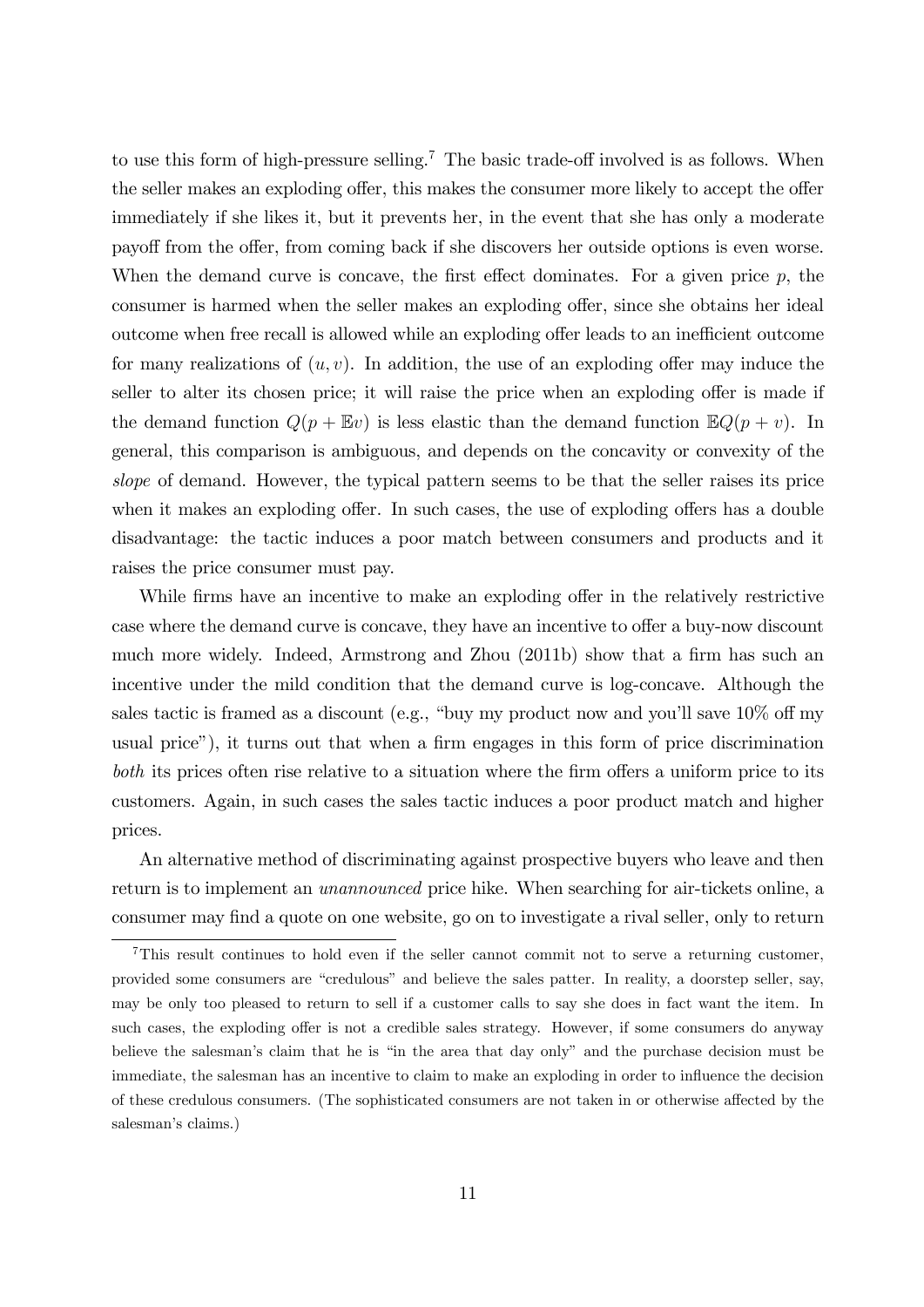to use this form of high-pressure selling.[7] The basic trade-off involved is as follows. When the seller makes an exploding offer, this makes the consumer more likely to accept the offer immediately if she likes it, but it prevents her, in the event that she has only a moderate payoff from the offer, from coming back if she discovers her outside options is even worse. When the demand curve is concave, the first effect dominates. For a given price $p$, the consumer is harmed when the seller makes an exploding offer, since she obtains her ideal outcome when free recall is allowed while an exploding offer leads to an inefficient outcome for many realizations of $(u, v)$. In addition, the use of an exploding offer may induce the seller to alter its chosen price; it will raise the price when an exploding offer is made if the demand function $Q(p + \mathbb{E}v)$ is less elastic than the demand function $\mathbb{E}Q(p + v)$. In general, this comparison is ambiguous, and depends on the concavity or convexity of the *slope* of demand. However, the typical pattern seems to be that the seller raises its price when it makes an exploding offer. In such cases, the use of exploding offers has a double disadvantage: the tactic induces a poor match between consumers and products and it raises the price consumer must pay.

While firms have an incentive to make an exploding offer in the relatively restrictive case where the demand curve is concave, they have an incentive to offer a buy-now discount much more widely. Indeed, Armstrong and Zhou (2011b) show that a firm has such an incentive under the mild condition that the demand curve is log-concave. Although the sales tactic is framed as a discount (e.g., "buy my product now and you'll save 10% off my usual price"), it turns out that when a firm engages in this form of price discrimination *both* its prices often rise relative to a situation where the firm offers a uniform price to its customers. Again, in such cases the sales tactic induces a poor product match and higher prices.

An alternative method of discriminating against prospective buyers who leave and then return is to implement an *unannounced* price hike. When searching for air-tickets online, a consumer may find a quote on one website, go on to investigate a rival seller, only to return

[7] This result continues to hold even if the seller cannot commit not to serve a returning customer, provided some consumers are "credulous" and believe the sales patter. In reality, a doorstep seller, say, may be only too pleased to return to sell if a customer calls to say she does in fact want the item. In such cases, the exploding offer is not a credible sales strategy. However, if some consumers do anyway believe the salesman's claim that he is "in the area that day only" and the purchase decision must be immediate, the salesman has an incentive to claim to make an exploding in order to influence the decision of these credulous consumers. (The sophisticated consumers are not taken in or otherwise affected by the salesman's claims.)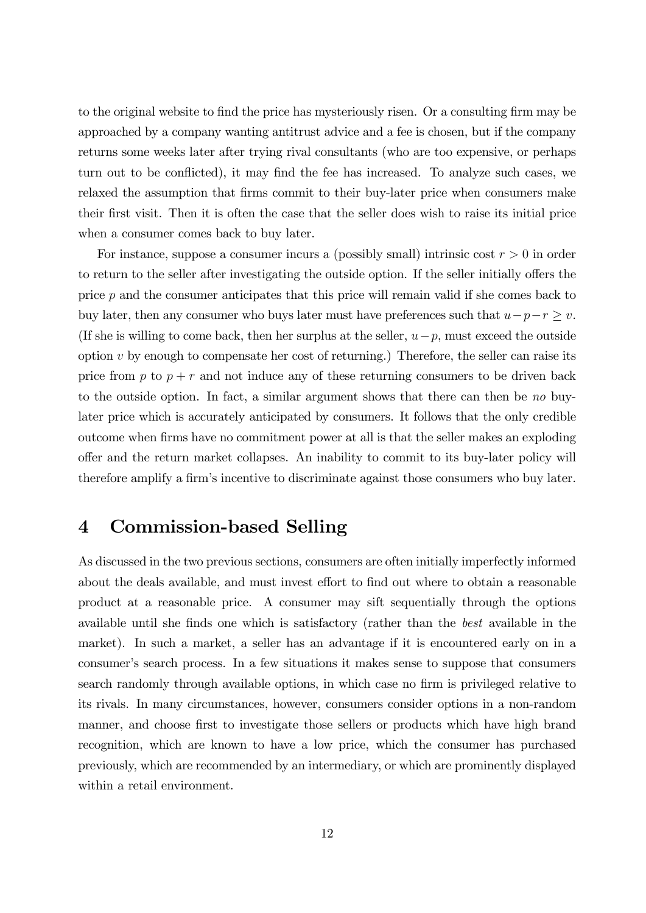to the original website to find the price has mysteriously risen. Or a consulting firm may be approached by a company wanting antitrust advice and a fee is chosen, but if the company returns some weeks later after trying rival consultants (who are too expensive, or perhaps turn out to be conflicted), it may find the fee has increased. To analyze such cases, we relaxed the assumption that firms commit to their buy-later price when consumers make their first visit. Then it is often the case that the seller does wish to raise its initial price when a consumer comes back to buy later.

For instance, suppose a consumer incurs a (possibly small) intrinsic cost $r > 0$ in order to return to the seller after investigating the outside option. If the seller initially offers the price $p$ and the consumer anticipates that this price will remain valid if she comes back to buy later, then any consumer who buys later must have preferences such that $u - p - r \geq v$. (If she is willing to come back, then her surplus at the seller, $u - p$, must exceed the outside option $v$ by enough to compensate her cost of returning.) Therefore, the seller can raise its price from $p$ to $p + r$ and not induce any of these returning consumers to be driven back to the outside option. In fact, a similar argument shows that there can then be *no* buy-later price which is accurately anticipated by consumers. It follows that the only credible outcome when firms have no commitment power at all is that the seller makes an exploding offer and the return market collapses. An inability to commit to its buy-later policy will therefore amplify a firm's incentive to discriminate against those consumers who buy later.

# 4 Commission-based Selling

As discussed in the two previous sections, consumers are often initially imperfectly informed about the deals available, and must invest effort to find out where to obtain a reasonable product at a reasonable price. A consumer may sift sequentially through the options available until she finds one which is satisfactory (rather than the *best* available in the market). In such a market, a seller has an advantage if it is encountered early on in a consumer's search process. In a few situations it makes sense to suppose that consumers search randomly through available options, in which case no firm is privileged relative to its rivals. In many circumstances, however, consumers consider options in a non-random manner, and choose first to investigate those sellers or products which have high brand recognition, which are known to have a low price, which the consumer has purchased previously, which are recommended by an intermediary, or which are prominently displayed within a retail environment.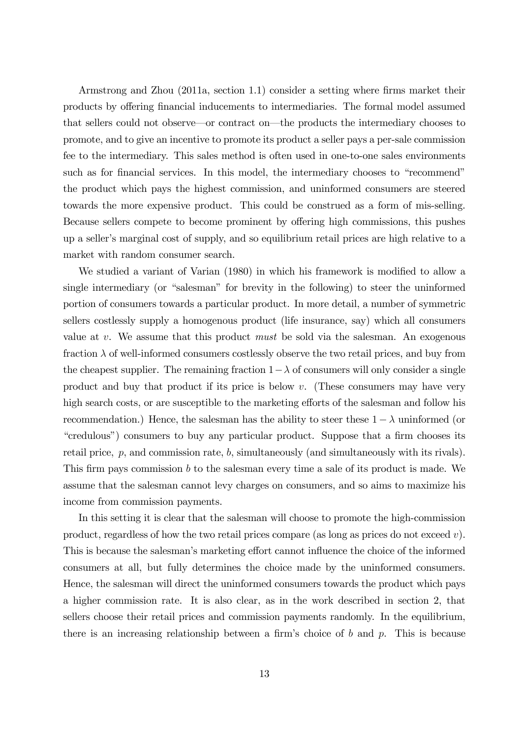Armstrong and Zhou (2011a, section 1.1) consider a setting where firms market their products by offering financial inducements to intermediaries. The formal model assumed that sellers could not observe—or contract on—the products the intermediary chooses to promote, and to give an incentive to promote its product a seller pays a per-sale commission fee to the intermediary. This sales method is often used in one-to-one sales environments such as for financial services. In this model, the intermediary chooses to "recommend" the product which pays the highest commission, and uninformed consumers are steered towards the more expensive product. This could be construed as a form of mis-selling. Because sellers compete to become prominent by offering high commissions, this pushes up a seller's marginal cost of supply, and so equilibrium retail prices are high relative to a market with random consumer search.

We studied a variant of Varian (1980) in which his framework is modified to allow a single intermediary (or "salesman" for brevity in the following) to steer the uninformed portion of consumers towards a particular product. In more detail, a number of symmetric sellers costlessly supply a homogenous product (life insurance, say) which all consumers value at $v$. We assume that this product *must* be sold via the salesman. An exogenous fraction $\lambda$ of well-informed consumers costlessly observe the two retail prices, and buy from the cheapest supplier. The remaining fraction $1-\lambda$ of consumers will only consider a single product and buy that product if its price is below $v$. (These consumers may have very high search costs, or are susceptible to the marketing efforts of the salesman and follow his recommendation.) Hence, the salesman has the ability to steer these $1-\lambda$ uninformed (or "credulous") consumers to buy any particular product. Suppose that a firm chooses its retail price, $p$, and commission rate, $b$, simultaneously (and simultaneously with its rivals). This firm pays commission $b$ to the salesman every time a sale of its product is made. We assume that the salesman cannot levy charges on consumers, and so aims to maximize his income from commission payments.

In this setting it is clear that the salesman will choose to promote the high-commission product, regardless of how the two retail prices compare (as long as prices do not exceed $v$). This is because the salesman's marketing effort cannot influence the choice of the informed consumers at all, but fully determines the choice made by the uninformed consumers. Hence, the salesman will direct the uninformed consumers towards the product which pays a higher commission rate. It is also clear, as in the work described in section 2, that sellers choose their retail prices and commission payments randomly. In the equilibrium, there is an increasing relationship between a firm's choice of $b$ and $p$. This is because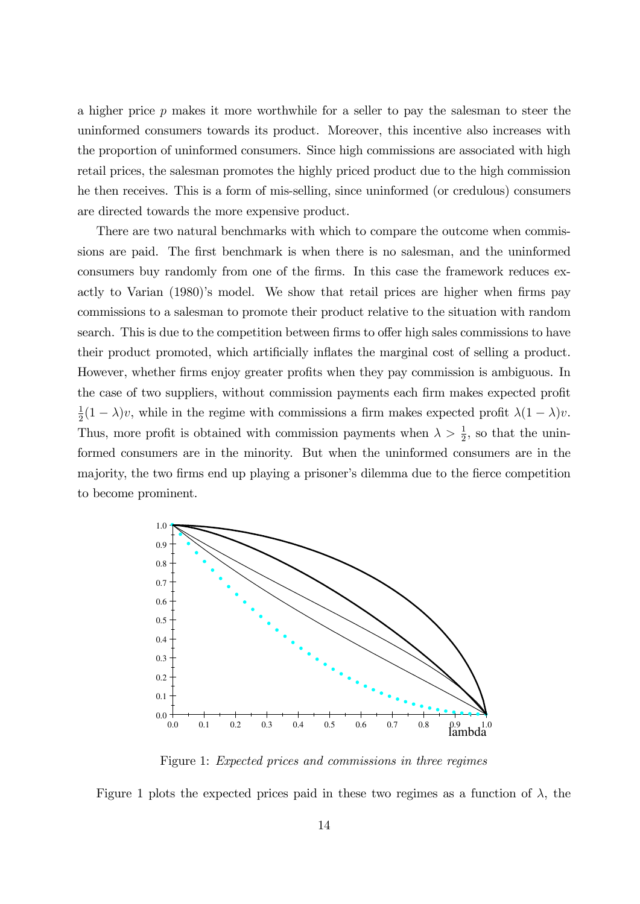a higher price $p$ makes it more worthwhile for a seller to pay the salesman to steer the uninformed consumers towards its product. Moreover, this incentive also increases with the proportion of uninformed consumers. Since high commissions are associated with high retail prices, the salesman promotes the highly priced product due to the high commission he then receives. This is a form of mis-selling, since uninformed (or credulous) consumers are directed towards the more expensive product.

There are two natural benchmarks with which to compare the outcome when commissions are paid. The first benchmark is when there is no salesman, and the uninformed consumers buy randomly from one of the firms. In this case the framework reduces exactly to Varian (1980)'s model. We show that retail prices are higher when firms pay commissions to a salesman to promote their product relative to the situation with random search. This is due to the competition between firms to offer high sales commissions to have their product promoted, which artificially inflates the marginal cost of selling a product. However, whether firms enjoy greater profits when they pay commission is ambiguous. In the case of two suppliers, without commission payments each firm makes expected profit $\frac{1}{2}(1-\lambda)v$, while in the regime with commissions a firm makes expected profit $\lambda(1-\lambda)v$. Thus, more profit is obtained with commission payments when $\lambda > \frac{1}{2}$, so that the uninformed consumers are in the minority. But when the uninformed consumers are in the majority, the two firms end up playing a prisoner's dilemma due to the fierce competition to become prominent.

Figure 1: *Expected prices and commissions in three regimes*

Figure 1 plots the expected prices paid in these two regimes as a function of $\lambda$, the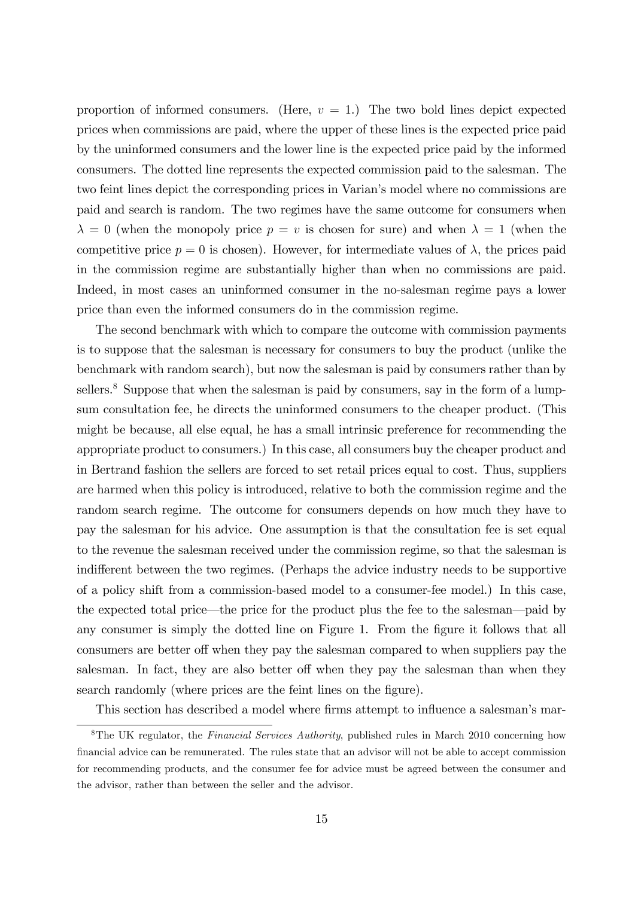proportion of informed consumers. (Here, $v = 1$.) The two bold lines depict expected prices when commissions are paid, where the upper of these lines is the expected price paid by the uninformed consumers and the lower line is the expected price paid by the informed consumers. The dotted line represents the expected commission paid to the salesman. The two feint lines depict the corresponding prices in Varian's model where no commissions are paid and search is random. The two regimes have the same outcome for consumers when $\lambda = 0$ (when the monopoly price $p = v$ is chosen for sure) and when $\lambda = 1$ (when the competitive price $p = 0$ is chosen). However, for intermediate values of $\lambda$, the prices paid in the commission regime are substantially higher than when no commissions are paid. Indeed, in most cases an uninformed consumer in the no-salesman regime pays a lower price than even the informed consumers do in the commission regime.

The second benchmark with which to compare the outcome with commission payments is to suppose that the salesman is necessary for consumers to buy the product (unlike the benchmark with random search), but now the salesman is paid by consumers rather than by sellers.[8] Suppose that when the salesman is paid by consumers, say in the form of a lump-sum consultation fee, he directs the uninformed consumers to the cheaper product. (This might be because, all else equal, he has a small intrinsic preference for recommending the appropriate product to consumers.) In this case, all consumers buy the cheaper product and in Bertrand fashion the sellers are forced to set retail prices equal to cost. Thus, suppliers are harmed when this policy is introduced, relative to both the commission regime and the random search regime. The outcome for consumers depends on how much they have to pay the salesman for his advice. One assumption is that the consultation fee is set equal to the revenue the salesman received under the commission regime, so that the salesman is indifferent between the two regimes. (Perhaps the advice industry needs to be supportive of a policy shift from a commission-based model to a consumer-fee model.) In this case, the expected total price—the price for the product plus the fee to the salesman—paid by any consumer is simply the dotted line on Figure 1. From the figure it follows that all consumers are better off when they pay the salesman compared to when suppliers pay the salesman. In fact, they are also better off when they pay the salesman than when they search randomly (where prices are the feint lines on the figure).

This section has described a model where firms attempt to influence a salesman's mar-

[8] The UK regulator, the *Financial Services Authority*, published rules in March 2010 concerning how financial advice can be remunerated. The rules state that an advisor will not be able to accept commission for recommending products, and the consumer fee for advice must be agreed between the consumer and the advisor, rather than between the seller and the advisor.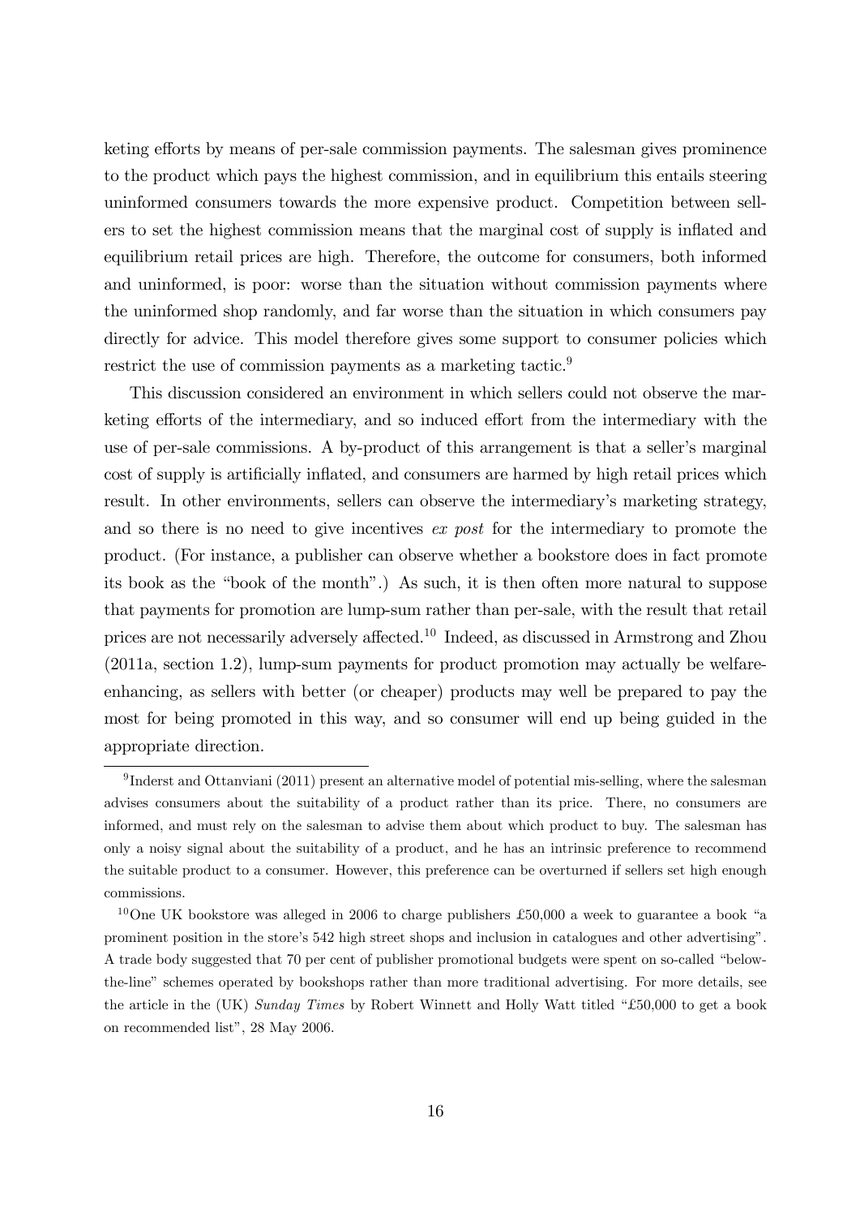keting efforts by means of per-sale commission payments. The salesman gives prominence to the product which pays the highest commission, and in equilibrium this entails steering uninformed consumers towards the more expensive product. Competition between sellers to set the highest commission means that the marginal cost of supply is inflated and equilibrium retail prices are high. Therefore, the outcome for consumers, both informed and uninformed, is poor: worse than the situation without commission payments where the uninformed shop randomly, and far worse than the situation in which consumers pay directly for advice. This model therefore gives some support to consumer policies which restrict the use of commission payments as a marketing tactic.[9]

This discussion considered an environment in which sellers could not observe the marketing efforts of the intermediary, and so induced effort from the intermediary with the use of per-sale commissions. A by-product of this arrangement is that a seller's marginal cost of supply is artificially inflated, and consumers are harmed by high retail prices which result. In other environments, sellers can observe the intermediary's marketing strategy, and so there is no need to give incentives *ex post* for the intermediary to promote the product. (For instance, a publisher can observe whether a bookstore does in fact promote its book as the "book of the month".) As such, it is then often more natural to suppose that payments for promotion are lump-sum rather than per-sale, with the result that retail prices are not necessarily adversely affected.[10] Indeed, as discussed in Armstrong and Zhou (2011a, section 1.2), lump-sum payments for product promotion may actually be welfare-enhancing, as sellers with better (or cheaper) products may well be prepared to pay the most for being promoted in this way, and so consumer will end up being guided in the appropriate direction.

[9] Inderst and Ottanviani (2011) present an alternative model of potential mis-selling, where the salesman advises consumers about the suitability of a product rather than its price. There, no consumers are informed, and must rely on the salesman to advise them about which product to buy. The salesman has only a noisy signal about the suitability of a product, and he has an intrinsic preference to recommend the suitable product to a consumer. However, this preference can be overturned if sellers set high enough commissions.

[10] One UK bookstore was alleged in 2006 to charge publishers £50,000 a week to guarantee a book "a prominent position in the store's 542 high street shops and inclusion in catalogues and other advertising". A trade body suggested that 70 per cent of publisher promotional budgets were spent on so-called "below-the-line" schemes operated by bookshops rather than more traditional advertising. For more details, see the article in the (UK) *Sunday Times* by Robert Winnett and Holly Watt titled "£50,000 to get a book on recommended list", 28 May 2006.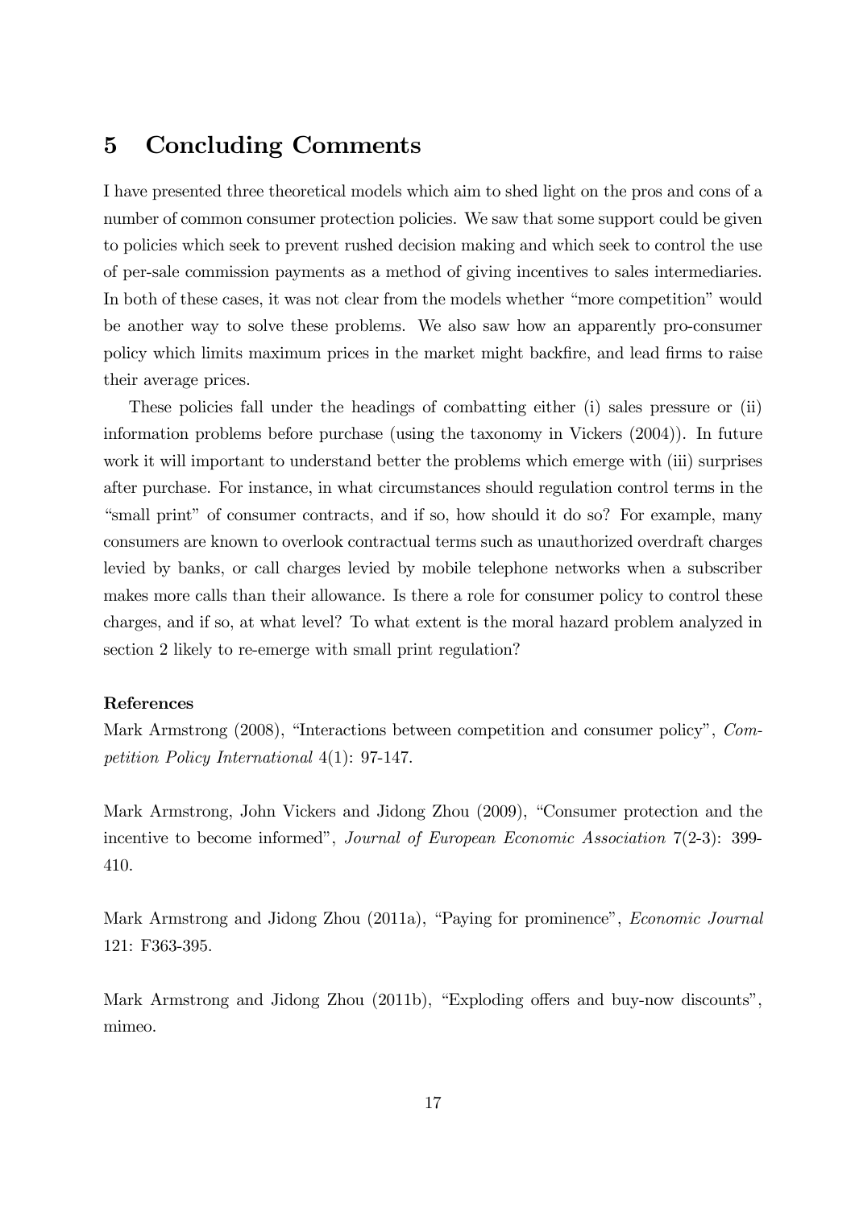## 5 Concluding Comments

I have presented three theoretical models which aim to shed light on the pros and cons of a number of common consumer protection policies. We saw that some support could be given to policies which seek to prevent rushed decision making and which seek to control the use of per-sale commission payments as a method of giving incentives to sales intermediaries. In both of these cases, it was not clear from the models whether "more competition" would be another way to solve these problems. We also saw how an apparently pro-consumer policy which limits maximum prices in the market might backfire, and lead firms to raise their average prices.

These policies fall under the headings of combatting either (i) sales pressure or (ii) information problems before purchase (using the taxonomy in Vickers (2004)). In future work it will important to understand better the problems which emerge with (iii) surprises after purchase. For instance, in what circumstances should regulation control terms in the "small print" of consumer contracts, and if so, how should it do so? For example, many consumers are known to overlook contractual terms such as unauthorized overdraft charges levied by banks, or call charges levied by mobile telephone networks when a subscriber makes more calls than their allowance. Is there a role for consumer policy to control these charges, and if so, at what level? To what extent is the moral hazard problem analyzed in section 2 likely to re-emerge with small print regulation?

**References**

Mark Armstrong (2008), "Interactions between competition and consumer policy", *Competition Policy International* 4(1): 97-147.

Mark Armstrong, John Vickers and Jidong Zhou (2009), "Consumer protection and the incentive to become informed", *Journal of European Economic Association* 7(2-3): 399-410.

Mark Armstrong and Jidong Zhou (2011a), "Paying for prominence", *Economic Journal* 121: F363-395.

Mark Armstrong and Jidong Zhou (2011b), "Exploding offers and buy-now discounts", mimeo.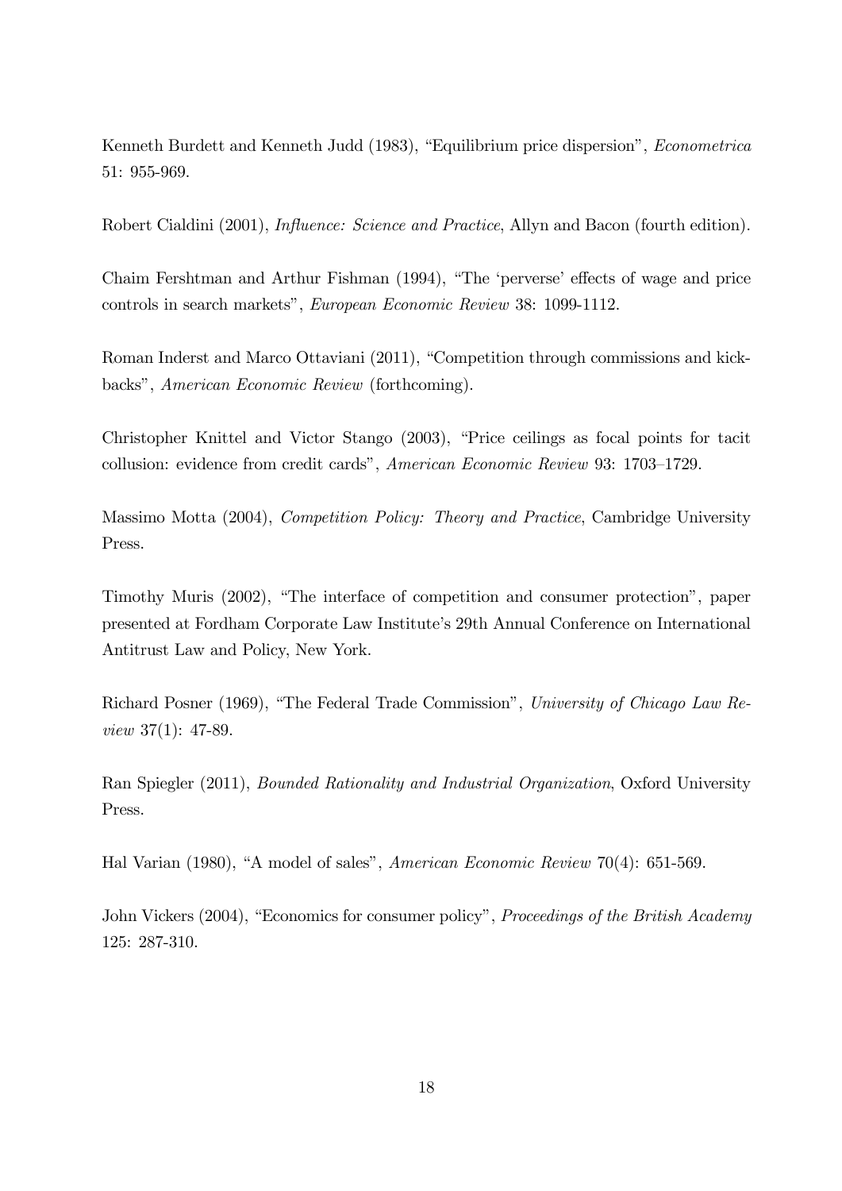Kenneth Burdett and Kenneth Judd (1983), "Equilibrium price dispersion", *Econometrica* 51: 955-969.

Robert Cialdini (2001), *Influence: Science and Practice*, Allyn and Bacon (fourth edition).

Chaim Fershtman and Arthur Fishman (1994), "The 'perverse' effects of wage and price controls in search markets", *European Economic Review* 38: 1099-1112.

Roman Inderst and Marco Ottaviani (2011), "Competition through commissions and kickbacks", *American Economic Review* (forthcoming).

Christopher Knittel and Victor Stango (2003), "Price ceilings as focal points for tacit collusion: evidence from credit cards", *American Economic Review* 93: 1703–1729.

Massimo Motta (2004), *Competition Policy: Theory and Practice*, Cambridge University Press.

Timothy Muris (2002), "The interface of competition and consumer protection", paper presented at Fordham Corporate Law Institute's 29th Annual Conference on International Antitrust Law and Policy, New York.

Richard Posner (1969), "The Federal Trade Commission", *University of Chicago Law Review* 37(1): 47-89.

Ran Spiegler (2011), *Bounded Rationality and Industrial Organization*, Oxford University Press.

Hal Varian (1980), "A model of sales", *American Economic Review* 70(4): 651-569.

John Vickers (2004), "Economics for consumer policy", *Proceedings of the British Academy* 125: 287-310.